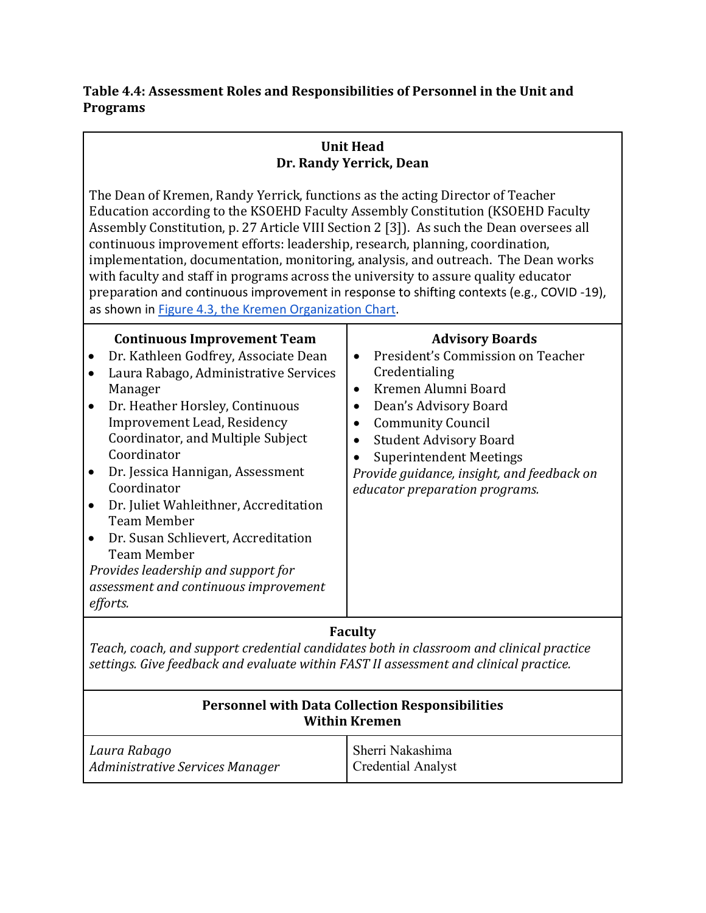**Table 4.4: Assessment Roles and Responsibilities of Personnel in the Unit and Programs**

| **Unit Head**<br>**Dr. Randy Yerrick, Dean**<br><br>The Dean of Kremen, Randy Yerrick, functions as the acting Director of Teacher Education according to the KSOEHD Faculty Assembly Constitution (KSOEHD Faculty Assembly Constitution, p. 27 Article VIII Section 2 [3]). As such the Dean oversees all continuous improvement efforts: leadership, research, planning, coordination, implementation, documentation, monitoring, analysis, and outreach. The Dean works with faculty and staff in programs across the university to assure quality educator preparation and continuous improvement in response to shifting contexts (e.g., COVID -19), as shown in [Figure 4.3, the Kremen Organization Chart](). | |
|---|---|
| **Continuous Improvement Team**<br>• Dr. Kathleen Godfrey, Associate Dean<br>• Laura Rabago, Administrative Services Manager<br>• Dr. Heather Horsley, Continuous Improvement Lead, Residency Coordinator, and Multiple Subject Coordinator<br>• Dr. Jessica Hannigan, Assessment Coordinator<br>• Dr. Juliet Wahleithner, Accreditation Team Member<br>• Dr. Susan Schlievert, Accreditation Team Member<br>*Provides leadership and support for assessment and continuous improvement efforts.* | **Advisory Boards**<br>• President's Commission on Teacher Credentialing<br>• Kremen Alumni Board<br>• Dean's Advisory Board<br>• Community Council<br>• Student Advisory Board<br>• Superintendent Meetings<br>*Provide guidance, insight, and feedback on educator preparation programs.* |
| **Faculty**<br>*Teach, coach, and support credential candidates both in classroom and clinical practice settings. Give feedback and evaluate within FAST II assessment and clinical practice.* | |
| **Personnel with Data Collection Responsibilities Within Kremen** | |
| *Laura Rabago*<br>*Administrative Services Manager* | Sherri Nakashima<br>Credential Analyst |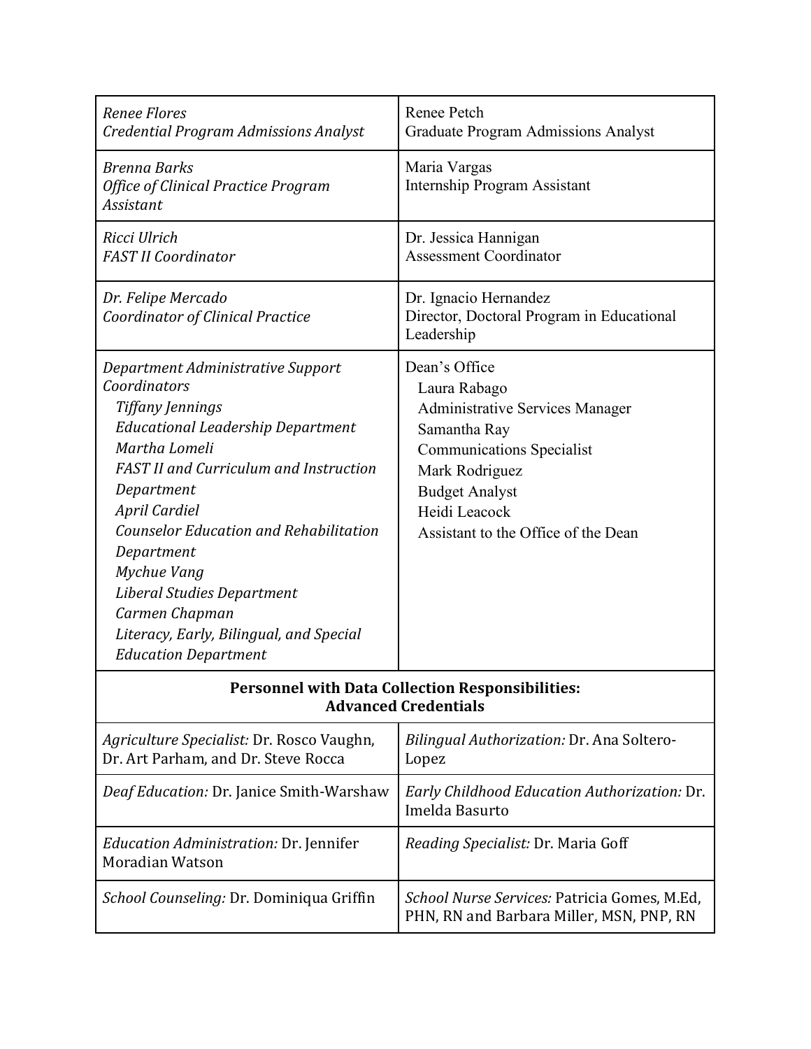| | |
|---|---|
| *Renee Flores*<br>*Credential Program Admissions Analyst* | Renee Petch<br>Graduate Program Admissions Analyst |
| *Brenna Barks*<br>*Office of Clinical Practice Program Assistant* | Maria Vargas<br>Internship Program Assistant |
| *Ricci Ulrich*<br>*FAST II Coordinator* | Dr. Jessica Hannigan<br>Assessment Coordinator |
| *Dr. Felipe Mercado*<br>*Coordinator of Clinical Practice* | Dr. Ignacio Hernandez<br>Director, Doctoral Program in Educational Leadership |
| *Department Administrative Support Coordinators*<br>*Tiffany Jennings*<br>*Educational Leadership Department*<br>*Martha Lomeli*<br>*FAST II and Curriculum and Instruction Department*<br>*April Cardiel*<br>*Counselor Education and Rehabilitation Department*<br>*Mychue Vang*<br>*Liberal Studies Department*<br>*Carmen Chapman*<br>*Literacy, Early, Bilingual, and Special Education Department* | Dean's Office<br>Laura Rabago<br>Administrative Services Manager<br>Samantha Ray<br>Communications Specialist<br>Mark Rodriguez<br>Budget Analyst<br>Heidi Leacock<br>Assistant to the Office of the Dean |
| **Personnel with Data Collection Responsibilities: Advanced Credentials** | |
| *Agriculture Specialist:* Dr. Rosco Vaughn, Dr. Art Parham, and Dr. Steve Rocca | *Bilingual Authorization:* Dr. Ana Soltero-Lopez |
| *Deaf Education:* Dr. Janice Smith-Warshaw | *Early Childhood Education Authorization:* Dr. Imelda Basurto |
| *Education Administration:* Dr. Jennifer Moradian Watson | *Reading Specialist:* Dr. Maria Goff |
| *School Counseling:* Dr. Dominiqua Griffin | *School Nurse Services:* Patricia Gomes, M.Ed, PHN, RN and Barbara Miller, MSN, PNP, RN |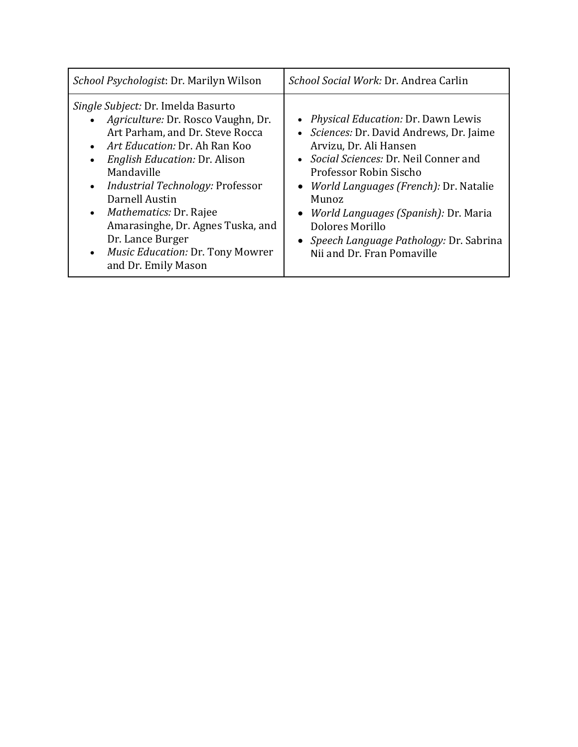| | |
|---|---|
| *School Psychologist*: Dr. Marilyn Wilson | *School Social Work:* Dr. Andrea Carlin |
| *Single Subject:* Dr. Imelda Basurto<br>• *Agriculture:* Dr. Rosco Vaughn, Dr. Art Parham, and Dr. Steve Rocca<br>• *Art Education:* Dr. Ah Ran Koo<br>• *English Education:* Dr. Alison Mandaville<br>• *Industrial Technology:* Professor Darnell Austin<br>• *Mathematics:* Dr. Rajee Amarasinghe, Dr. Agnes Tuska, and Dr. Lance Burger<br>• *Music Education:* Dr. Tony Mowrer and Dr. Emily Mason | • *Physical Education:* Dr. Dawn Lewis<br>• *Sciences:* Dr. David Andrews, Dr. Jaime Arvizu, Dr. Ali Hansen<br>• *Social Sciences:* Dr. Neil Conner and Professor Robin Sischo<br>• *World Languages (French):* Dr. Natalie Munoz<br>• *World Languages (Spanish):* Dr. Maria Dolores Morillo<br>• *Speech Language Pathology:* Dr. Sabrina Nii and Dr. Fran Pomaville |